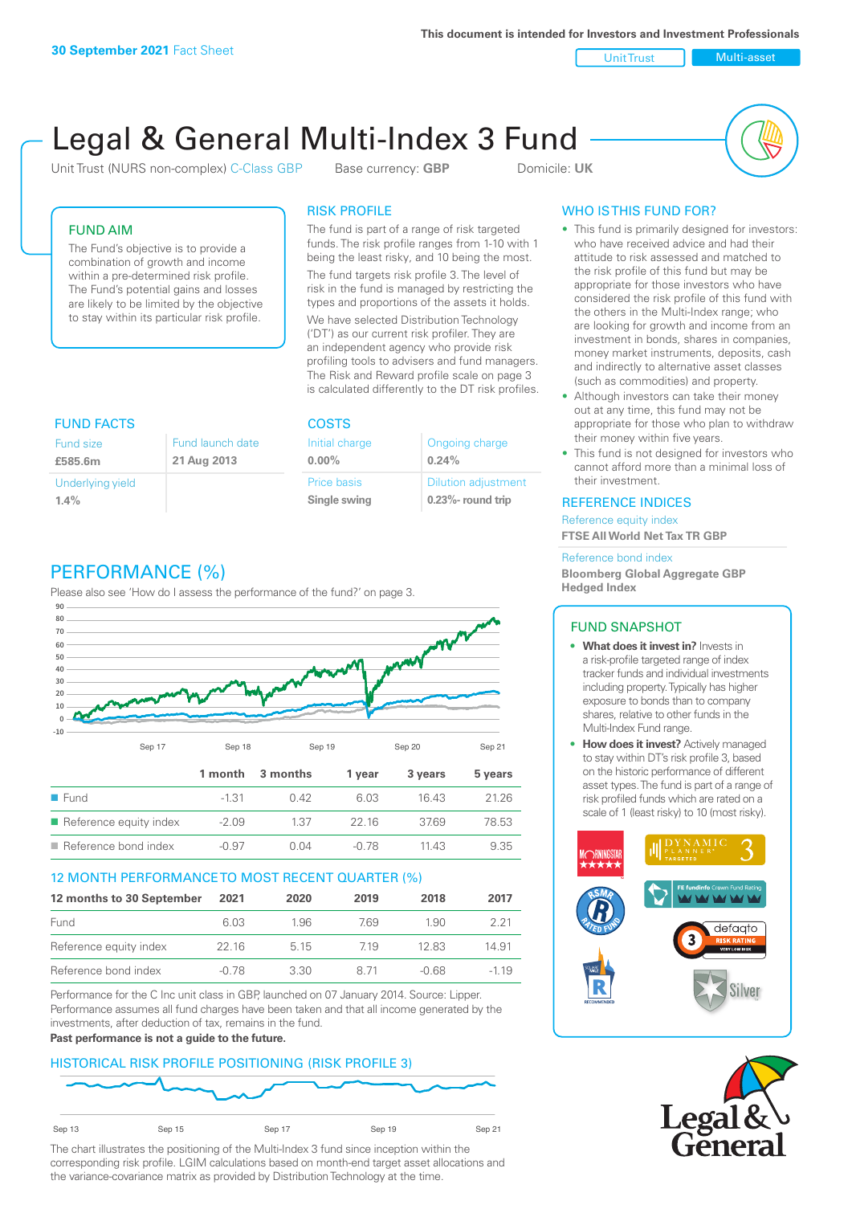This document is intended for Investors and Investment Professionals

**30 September 2021** Fact Sheet

Unit Trust | Multi-asset

# Legal & General Multi-Index 3 Fund

Unit Trust (NURS non-complex) C-Class GBP    Base currency: **GBP**    Domicile: **UK**

## FUND AIM

The Fund's objective is to provide a combination of growth and income within a pre-determined risk profile. The Fund's potential gains and losses are likely to be limited by the objective to stay within its particular risk profile.

## RISK PROFILE

The fund is part of a range of risk targeted funds. The risk profile ranges from 1-10 with 1 being the least risky, and 10 being the most.

The fund targets risk profile 3. The level of risk in the fund is managed by restricting the types and proportions of the assets it holds. We have selected Distribution Technology ('DT') as our current risk profiler. They are an independent agency who provide risk profiling tools to advisers and fund managers. The Risk and Reward profile scale on page 3 is calculated differently to the DT risk profiles.

## WHO IS THIS FUND FOR?

- This fund is primarily designed for investors: who have received advice and had their attitude to risk assessed and matched to the risk profile of this fund but may be appropriate for those investors who have considered the risk profile of this fund with the others in the Multi-Index range; who are looking for growth and income from an investment in bonds, shares in companies, money market instruments, deposits, cash and indirectly to alternative asset classes (such as commodities) and property.
- Although investors can take their money out at any time, this fund may not be appropriate for those who plan to withdraw their money within five years.
- This fund is not designed for investors who cannot afford more than a minimal loss of their investment.

## FUND FACTS

| Fund size | Fund launch date |
|---|---|
| **£585.6m** | **21 Aug 2013** |
| Underlying yield | |
| **1.4%** | |

## COSTS

| Initial charge | Ongoing charge |
|---|---|
| **0.00%** | **0.24%** |
| Price basis | Dilution adjustment |
| **Single swing** | **0.23%- round trip** |

## REFERENCE INDICES

Reference equity index
**FTSE All World Net Tax TR GBP**

Reference bond index
**Bloomberg Global Aggregate GBP Hedged Index**

## PERFORMANCE (%)

Please also see 'How do I assess the performance of the fund?' on page 3.

| | 1 month | 3 months | 1 year | 3 years | 5 years |
|---|---|---|---|---|---|
| Fund | -1.31 | 0.42 | 6.03 | 16.43 | 21.26 |
| Reference equity index | -2.09 | 1.37 | 22.16 | 37.69 | 78.53 |
| Reference bond index | -0.97 | 0.04 | -0.78 | 11.43 | 9.35 |

## 12 MONTH PERFORMANCE TO MOST RECENT QUARTER (%)

| 12 months to 30 September | 2021 | 2020 | 2019 | 2018 | 2017 |
|---|---|---|---|---|---|
| Fund | 6.03 | 1.96 | 7.69 | 1.90 | 2.21 |
| Reference equity index | 22.16 | 5.15 | 7.19 | 12.83 | 14.91 |
| Reference bond index | -0.78 | 3.30 | 8.71 | -0.68 | -1.19 |

Performance for the C Inc unit class in GBP, launched on 07 January 2014. Source: Lipper. Performance assumes all fund charges have been taken and that all income generated by the investments, after deduction of tax, remains in the fund.
**Past performance is not a guide to the future.**

## HISTORICAL RISK PROFILE POSITIONING (RISK PROFILE 3)

The chart illustrates the positioning of the Multi-Index 3 fund since inception within the corresponding risk profile. LGIM calculations based on month-end target asset allocations and the variance-covariance matrix as provided by Distribution Technology at the time.

## FUND SNAPSHOT

- **What does it invest in?** Invests in a risk-profile targeted range of index tracker funds and individual investments including property. Typically has higher exposure to bonds than to company shares, relative to other funds in the Multi-Index Fund range.
- **How does it invest?** Actively managed to stay within DT's risk profile 3, based on the historic performance of different asset types. The fund is part of a range of risk profiled funds which are rated on a scale of 1 (least risky) to 10 (most risky).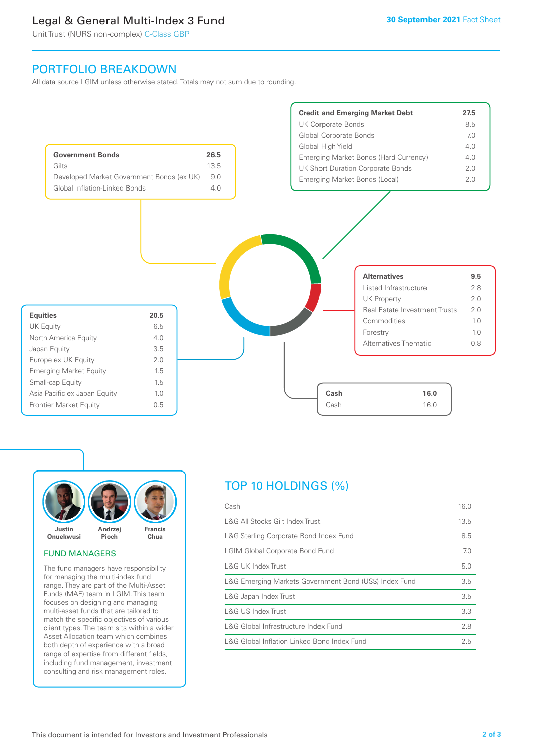# Legal & General Multi-Index 3 Fund

Unit Trust (NURS non-complex) C-Class GBP

30 September 2021 Fact Sheet

## PORTFOLIO BREAKDOWN

All data source LGIM unless otherwise stated. Totals may not sum due to rounding.

| Government Bonds | 26.5 |
|---|---|
| Gilts | 13.5 |
| Developed Market Government Bonds (ex UK) | 9.0 |
| Global Inflation-Linked Bonds | 4.0 |

| Credit and Emerging Market Debt | 27.5 |
|---|---|
| UK Corporate Bonds | 8.5 |
| Global Corporate Bonds | 7.0 |
| Global High Yield | 4.0 |
| Emerging Market Bonds (Hard Currency) | 4.0 |
| UK Short Duration Corporate Bonds | 2.0 |
| Emerging Market Bonds (Local) | 2.0 |

| Alternatives | 9.5 |
|---|---|
| Listed Infrastructure | 2.8 |
| UK Property | 2.0 |
| Real Estate Investment Trusts | 2.0 |
| Commodities | 1.0 |
| Forestry | 1.0 |
| Alternatives Thematic | 0.8 |

| Equities | 20.5 |
|---|---|
| UK Equity | 6.5 |
| North America Equity | 4.0 |
| Japan Equity | 3.5 |
| Europe ex UK Equity | 2.0 |
| Emerging Market Equity | 1.5 |
| Small-cap Equity | 1.5 |
| Asia Pacific ex Japan Equity | 1.0 |
| Frontier Market Equity | 0.5 |

| Cash | 16.0 |
|---|---|
| Cash | 16.0 |

Justin Onuekwusi, Andrzej Pioch, Francis Chua

### FUND MANAGERS

The fund managers have responsibility for managing the multi-index fund range. They are part of the Multi-Asset Funds (MAF) team in LGIM. This team focuses on designing and managing multi-asset funds that are tailored to match the specific objectives of various client types. The team sits within a wider Asset Allocation team which combines both depth of experience with a broad range of expertise from different fields, including fund management, investment consulting and risk management roles.

## TOP 10 HOLDINGS (%)

| Holding | % |
|---|---|
| Cash | 16.0 |
| L&G All Stocks Gilt Index Trust | 13.5 |
| L&G Sterling Corporate Bond Index Fund | 8.5 |
| LGIM Global Corporate Bond Fund | 7.0 |
| L&G UK Index Trust | 5.0 |
| L&G Emerging Markets Government Bond (US$) Index Fund | 3.5 |
| L&G Japan Index Trust | 3.5 |
| L&G US Index Trust | 3.3 |
| L&G Global Infrastructure Index Fund | 2.8 |
| L&G Global Inflation Linked Bond Index Fund | 2.5 |

This document is intended for Investors and Investment Professionals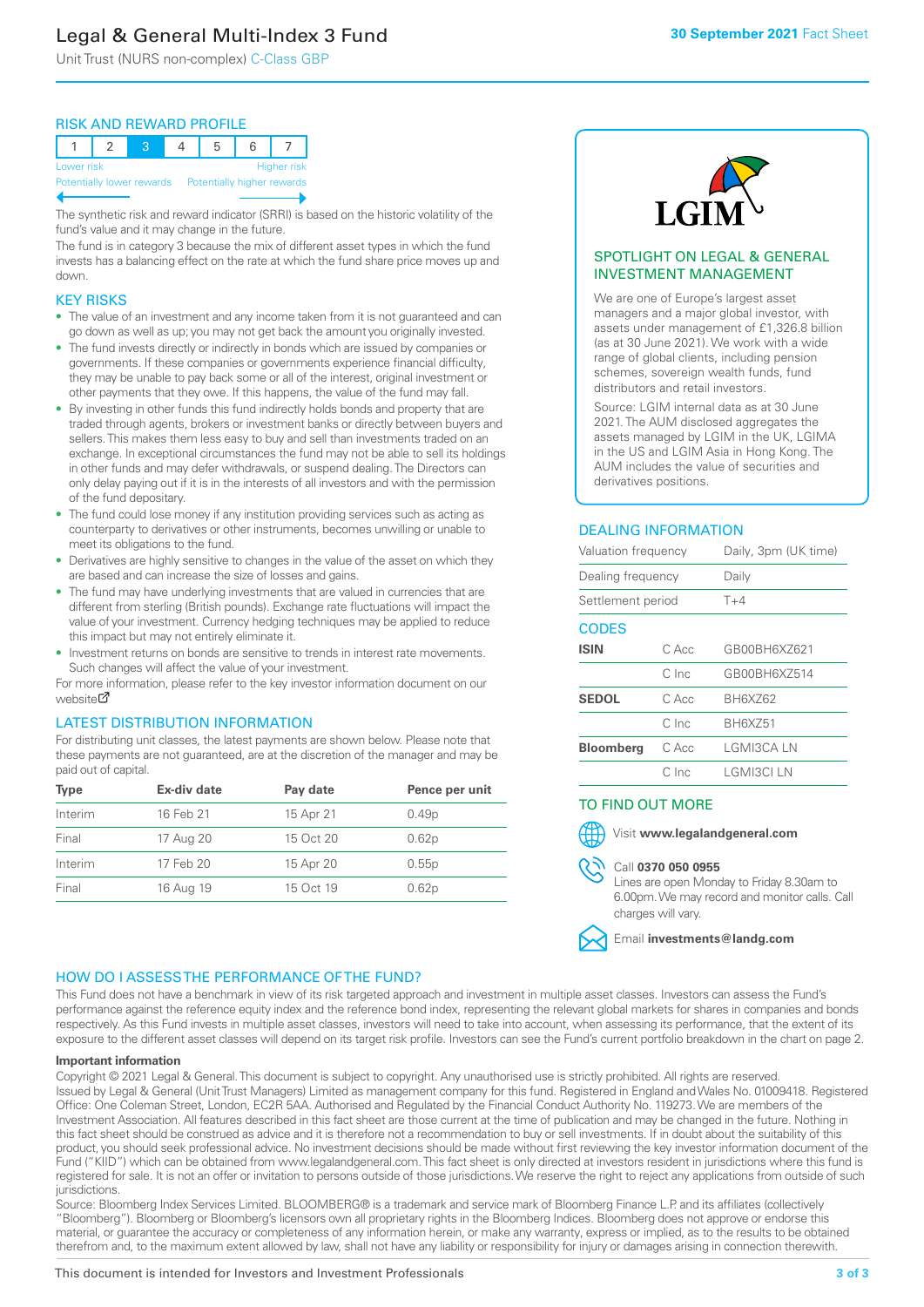# Legal & General Multi-Index 3 Fund

Unit Trust (NURS non-complex) C-Class GBP

**30 September 2021** Fact Sheet

## RISK AND REWARD PROFILE

| 1 | 2 | 3 | 4 | 5 | 6 | 7 |
|---|---|---|---|---|---|---|

Lower risk — Higher risk

Potentially lower rewards — Potentially higher rewards

The synthetic risk and reward indicator (SRRI) is based on the historic volatility of the fund's value and it may change in the future.

The fund is in category 3 because the mix of different asset types in which the fund invests has a balancing effect on the rate at which the fund share price moves up and down.

## KEY RISKS

- The value of an investment and any income taken from it is not guaranteed and can go down as well as up; you may not get back the amount you originally invested.
- The fund invests directly or indirectly in bonds which are issued by companies or governments. If these companies or governments experience financial difficulty, they may be unable to pay back some or all of the interest, original investment or other payments that they owe. If this happens, the value of the fund may fall.
- By investing in other funds this fund indirectly holds bonds and property that are traded through agents, brokers or investment banks or directly between buyers and sellers. This makes them less easy to buy and sell than investments traded on an exchange. In exceptional circumstances the fund may not be able to sell its holdings in other funds and may defer withdrawals, or suspend dealing. The Directors can only delay paying out if it is in the interests of all investors and with the permission of the fund depositary.
- The fund could lose money if any institution providing services such as acting as counterparty to derivatives or other instruments, becomes unwilling or unable to meet its obligations to the fund.
- Derivatives are highly sensitive to changes in the value of the asset on which they are based and can increase the size of losses and gains.
- The fund may have underlying investments that are valued in currencies that are different from sterling (British pounds). Exchange rate fluctuations will impact the value of your investment. Currency hedging techniques may be applied to reduce this impact but may not entirely eliminate it.
- Investment returns on bonds are sensitive to trends in interest rate movements. Such changes will affect the value of your investment.

For more information, please refer to the key investor information document on our website

## LATEST DISTRIBUTION INFORMATION

For distributing unit classes, the latest payments are shown below. Please note that these payments are not guaranteed, are at the discretion of the manager and may be paid out of capital.

| Type | Ex-div date | Pay date | Pence per unit |
|---|---|---|---|
| Interim | 16 Feb 21 | 15 Apr 21 | 0.49p |
| Final | 17 Aug 20 | 15 Oct 20 | 0.62p |
| Interim | 17 Feb 20 | 15 Apr 20 | 0.55p |
| Final | 16 Aug 19 | 15 Oct 19 | 0.62p |

## SPOTLIGHT ON LEGAL & GENERAL INVESTMENT MANAGEMENT

We are one of Europe's largest asset managers and a major global investor, with assets under management of £1,326.8 billion (as at 30 June 2021). We work with a wide range of global clients, including pension schemes, sovereign wealth funds, fund distributors and retail investors.

Source: LGIM internal data as at 30 June 2021. The AUM disclosed aggregates the assets managed by LGIM in the UK, LGIMA in the US and LGIM Asia in Hong Kong. The AUM includes the value of securities and derivatives positions.

## DEALING INFORMATION

| | |
|---|---|
| Valuation frequency | Daily, 3pm (UK time) |
| Dealing frequency | Daily |
| Settlement period | T+4 |

## CODES

| | | |
|---|---|---|
| **ISIN** | C Acc | GB00BH6XZ621 |
| | C Inc | GB00BH6XZ514 |
| **SEDOL** | C Acc | BH6XZ62 |
| | C Inc | BH6XZ51 |
| **Bloomberg** | C Acc | LGMI3CA LN |
| | C Inc | LGMI3CI LN |

## TO FIND OUT MORE

Visit **www.legalandgeneral.com**

Call **0370 050 0955**
Lines are open Monday to Friday 8.30am to 6.00pm. We may record and monitor calls. Call charges will vary.

Email **investments@landg.com**

## HOW DO I ASSESS THE PERFORMANCE OF THE FUND?

This Fund does not have a benchmark in view of its risk targeted approach and investment in multiple asset classes. Investors can assess the Fund's performance against the reference equity index and the reference bond index, representing the relevant global markets for shares in companies and bonds respectively. As this Fund invests in multiple asset classes, investors will need to take into account, when assessing its performance, that the extent of its exposure to the different asset classes will depend on its target risk profile. Investors can see the Fund's current portfolio breakdown in the chart on page 2.

**Important information**

Copyright © 2021 Legal & General. This document is subject to copyright. Any unauthorised use is strictly prohibited. All rights are reserved.
Issued by Legal & General (Unit Trust Managers) Limited as management company for this fund. Registered in England and Wales No. 01009418. Registered Office: One Coleman Street, London, EC2R 5AA. Authorised and Regulated by the Financial Conduct Authority No. 119273. We are members of the Investment Association. All features described in this fact sheet are those current at the time of publication and may be changed in the future. Nothing in this fact sheet should be construed as advice and it is therefore not a recommendation to buy or sell investments. If in doubt about the suitability of this product, you should seek professional advice. No investment decisions should be made without first reviewing the key investor information document of the Fund ("KIID") which can be obtained from www.legalandgeneral.com. This fact sheet is only directed at investors resident in jurisdictions where this fund is registered for sale. It is not an offer or invitation to persons outside of those jurisdictions. We reserve the right to reject any applications from outside of such jurisdictions.
Source: Bloomberg Index Services Limited. BLOOMBERG® is a trademark and service mark of Bloomberg Finance L.P. and its affiliates (collectively "Bloomberg"). Bloomberg or Bloomberg's licensors own all proprietary rights in the Bloomberg Indices. Bloomberg does not approve or endorse this material, or guarantee the accuracy or completeness of any information herein, or make any warranty, express or implied, as to the results to be obtained therefrom and, to the maximum extent allowed by law, shall not have any liability or responsibility for injury or damages arising in connection therewith.

This document is intended for Investors and Investment Professionals